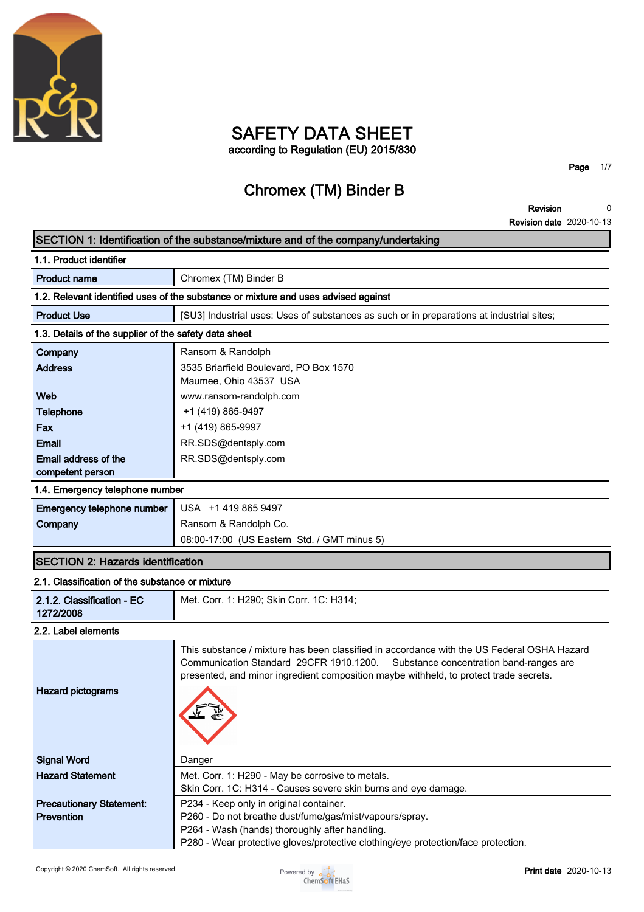# SAFETY DATA SHEET

according to Regulation (EU) 2015/830

## Chromex (TM) Binder B

**Revision** 0
**Revision date** 2020-10-13

## SECTION 1: Identification of the substance/mixture and of the company/undertaking

### 1.1. Product identifier

| | |
|---|---|
| **Product name** | Chromex (TM) Binder B |

### 1.2. Relevant identified uses of the substance or mixture and uses advised against

| | |
|---|---|
| **Product Use** | [SU3] Industrial uses: Uses of substances as such or in preparations at industrial sites; |

### 1.3. Details of the supplier of the safety data sheet

| | |
|---|---|
| **Company** | Ransom & Randolph |
| **Address** | 3535 Briarfield Boulevard, PO Box 1570<br>Maumee, Ohio 43537 USA |
| **Web** | www.ransom-randolph.com |
| **Telephone** | +1 (419) 865-9497 |
| **Fax** | +1 (419) 865-9997 |
| **Email** | RR.SDS@dentsply.com |
| **Email address of the competent person** | RR.SDS@dentsply.com |

### 1.4. Emergency telephone number

| | |
|---|---|
| **Emergency telephone number** | USA +1 419 865 9497 |
| **Company** | Ransom & Randolph Co.<br>08:00-17:00 (US Eastern Std. / GMT minus 5) |

## SECTION 2: Hazards identification

### 2.1. Classification of the substance or mixture

| | |
|---|---|
| **2.1.2. Classification - EC 1272/2008** | Met. Corr. 1: H290; Skin Corr. 1C: H314; |

### 2.2. Label elements

| | |
|---|---|
| | This substance / mixture has been classified in accordance with the US Federal OSHA Hazard Communication Standard 29CFR 1910.1200. Substance concentration band-ranges are presented, and minor ingredient composition maybe withheld, to protect trade secrets. |
| **Hazard pictograms** | |
| **Signal Word** | Danger |
| **Hazard Statement** | Met. Corr. 1: H290 - May be corrosive to metals.<br>Skin Corr. 1C: H314 - Causes severe skin burns and eye damage. |
| **Precautionary Statement: Prevention** | P234 - Keep only in original container.<br>P260 - Do not breathe dust/fume/gas/mist/vapours/spray.<br>P264 - Wash (hands) thoroughly after handling.<br>P280 - Wear protective gloves/protective clothing/eye protection/face protection. |

Copyright © 2020 ChemSoft. All rights reserved.

**Print date** 2020-10-13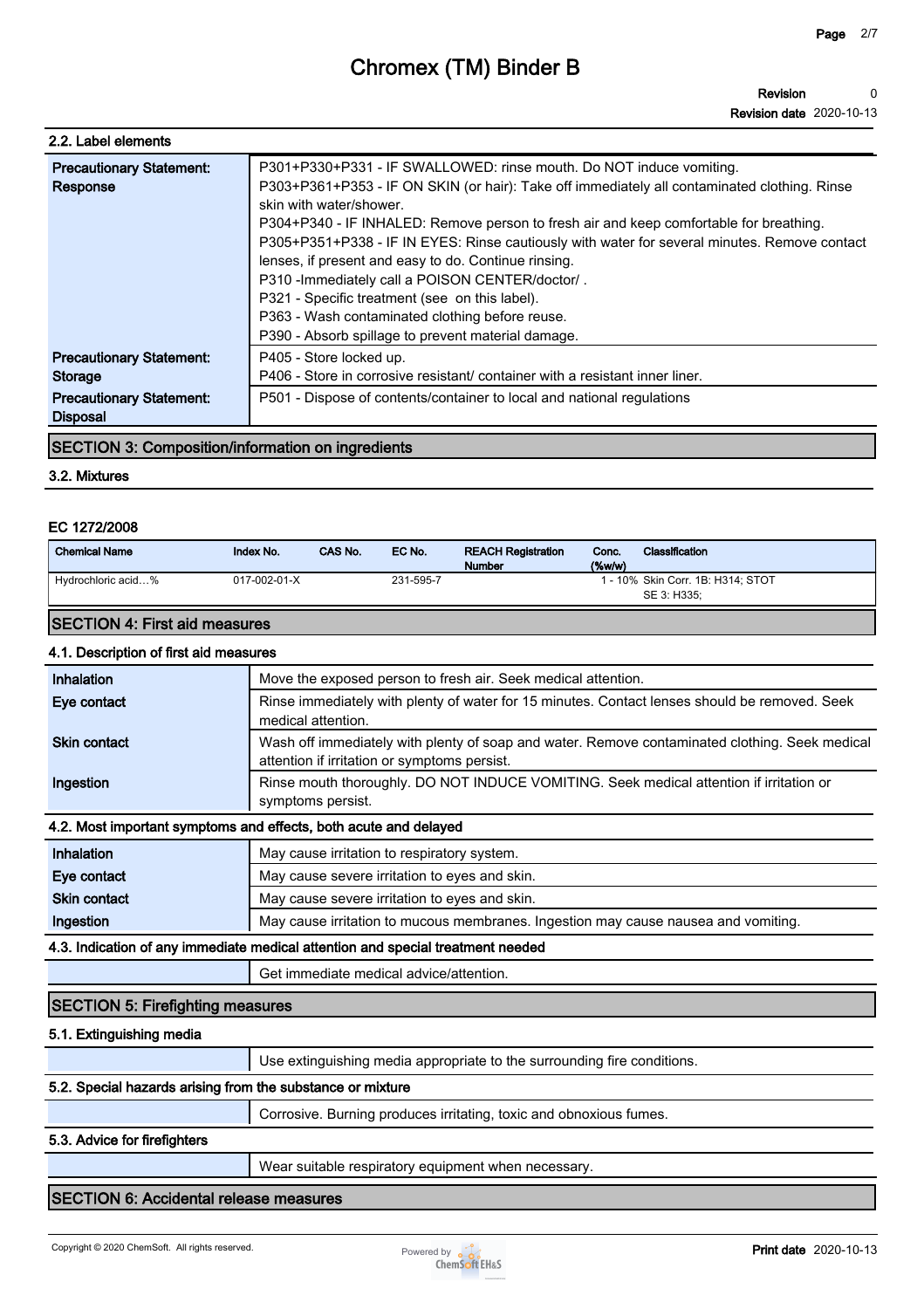### 2.2. Label elements

| | |
|---|---|
| **Precautionary Statement: Response** | P301+P330+P331 - IF SWALLOWED: rinse mouth. Do NOT induce vomiting.<br>P303+P361+P353 - IF ON SKIN (or hair): Take off immediately all contaminated clothing. Rinse skin with water/shower.<br>P304+P340 - IF INHALED: Remove person to fresh air and keep comfortable for breathing.<br>P305+P351+P338 - IF IN EYES: Rinse cautiously with water for several minutes. Remove contact lenses, if present and easy to do. Continue rinsing.<br>P310 -Immediately call a POISON CENTER/doctor/ .<br>P321 - Specific treatment (see on this label).<br>P363 - Wash contaminated clothing before reuse.<br>P390 - Absorb spillage to prevent material damage. |
| **Precautionary Statement: Storage** | P405 - Store locked up.<br>P406 - Store in corrosive resistant/ container with a resistant inner liner. |
| **Precautionary Statement: Disposal** | P501 - Dispose of contents/container to local and national regulations |

## SECTION 3: Composition/information on ingredients

### 3.2. Mixtures

**EC 1272/2008**

| Chemical Name | Index No. | CAS No. | EC No. | REACH Registration Number | Conc. (%w/w) | Classification |
|---|---|---|---|---|---|---|
| Hydrochloric acid…% | 017-002-01-X | | 231-595-7 | | 1 - 10% | Skin Corr. 1B: H314; STOT SE 3: H335; |

## SECTION 4: First aid measures

### 4.1. Description of first aid measures

| | |
|---|---|
| **Inhalation** | Move the exposed person to fresh air. Seek medical attention. |
| **Eye contact** | Rinse immediately with plenty of water for 15 minutes. Contact lenses should be removed. Seek medical attention. |
| **Skin contact** | Wash off immediately with plenty of soap and water. Remove contaminated clothing. Seek medical attention if irritation or symptoms persist. |
| **Ingestion** | Rinse mouth thoroughly. DO NOT INDUCE VOMITING. Seek medical attention if irritation or symptoms persist. |

### 4.2. Most important symptoms and effects, both acute and delayed

| | |
|---|---|
| **Inhalation** | May cause irritation to respiratory system. |
| **Eye contact** | May cause severe irritation to eyes and skin. |
| **Skin contact** | May cause severe irritation to eyes and skin. |
| **Ingestion** | May cause irritation to mucous membranes. Ingestion may cause nausea and vomiting. |

### 4.3. Indication of any immediate medical attention and special treatment needed

Get immediate medical advice/attention.

## SECTION 5: Firefighting measures

### 5.1. Extinguishing media

Use extinguishing media appropriate to the surrounding fire conditions.

### 5.2. Special hazards arising from the substance or mixture

Corrosive. Burning produces irritating, toxic and obnoxious fumes.

### 5.3. Advice for firefighters

Wear suitable respiratory equipment when necessary.

## SECTION 6: Accidental release measures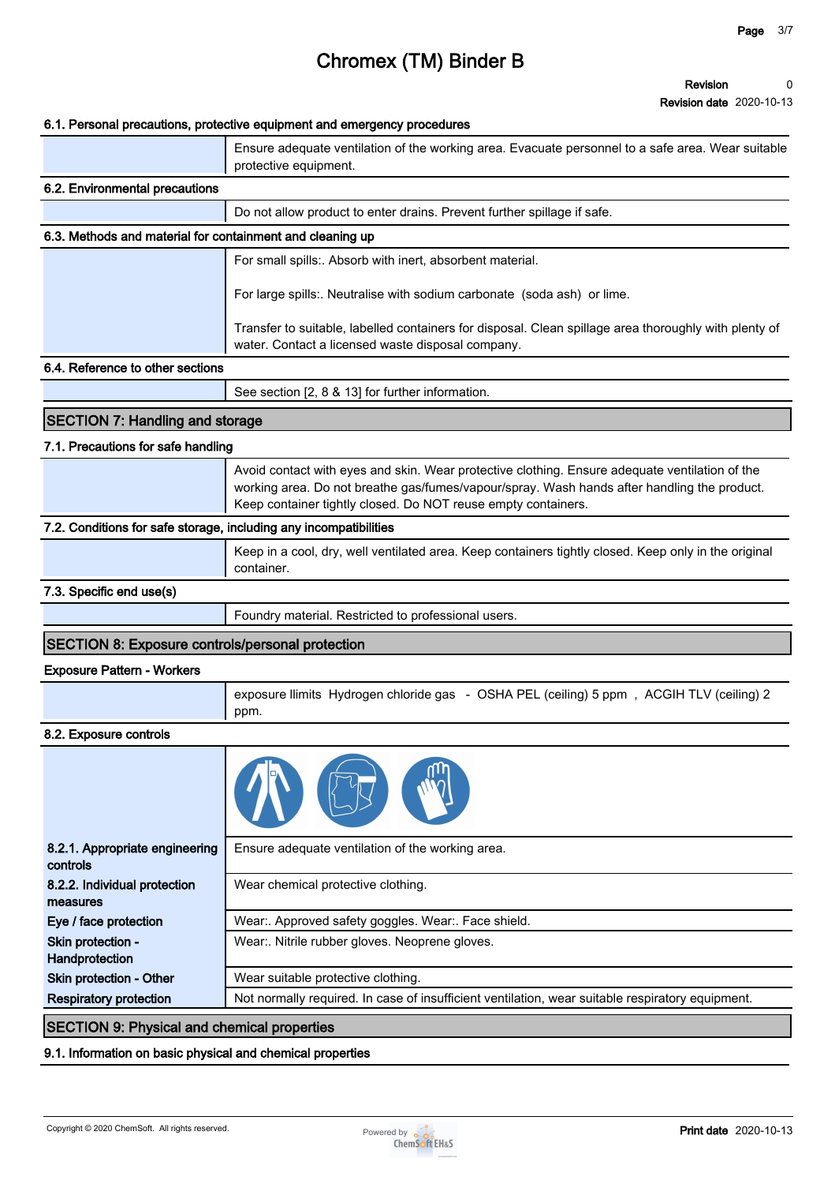# Chromex (TM) Binder B

**Revision** 0
**Revision date** 2020-10-13

### 6.1. Personal precautions, protective equipment and emergency procedures

Ensure adequate ventilation of the working area. Evacuate personnel to a safe area. Wear suitable protective equipment.

### 6.2. Environmental precautions

Do not allow product to enter drains. Prevent further spillage if safe.

### 6.3. Methods and material for containment and cleaning up

For small spills:. Absorb with inert, absorbent material.

For large spills:. Neutralise with sodium carbonate (soda ash) or lime.

Transfer to suitable, labelled containers for disposal. Clean spillage area thoroughly with plenty of water. Contact a licensed waste disposal company.

### 6.4. Reference to other sections

See section [2, 8 & 13] for further information.

## SECTION 7: Handling and storage

### 7.1. Precautions for safe handling

Avoid contact with eyes and skin. Wear protective clothing. Ensure adequate ventilation of the working area. Do not breathe gas/fumes/vapour/spray. Wash hands after handling the product. Keep container tightly closed. Do NOT reuse empty containers.

### 7.2. Conditions for safe storage, including any incompatibilities

Keep in a cool, dry, well ventilated area. Keep containers tightly closed. Keep only in the original container.

### 7.3. Specific end use(s)

Foundry material. Restricted to professional users.

## SECTION 8: Exposure controls/personal protection

### Exposure Pattern - Workers

exposure llimits Hydrogen chloride gas - OSHA PEL (ceiling) 5 ppm , ACGIH TLV (ceiling) 2 ppm.

### 8.2. Exposure controls

| | |
|---|---|
| **8.2.1. Appropriate engineering controls** | Ensure adequate ventilation of the working area. |
| **8.2.2. Individual protection measures** | Wear chemical protective clothing. |
| **Eye / face protection** | Wear:. Approved safety goggles. Wear:. Face shield. |
| **Skin protection - Handprotection** | Wear:. Nitrile rubber gloves. Neoprene gloves. |
| **Skin protection - Other** | Wear suitable protective clothing. |
| **Respiratory protection** | Not normally required. In case of insufficient ventilation, wear suitable respiratory equipment. |

## SECTION 9: Physical and chemical properties

### 9.1. Information on basic physical and chemical properties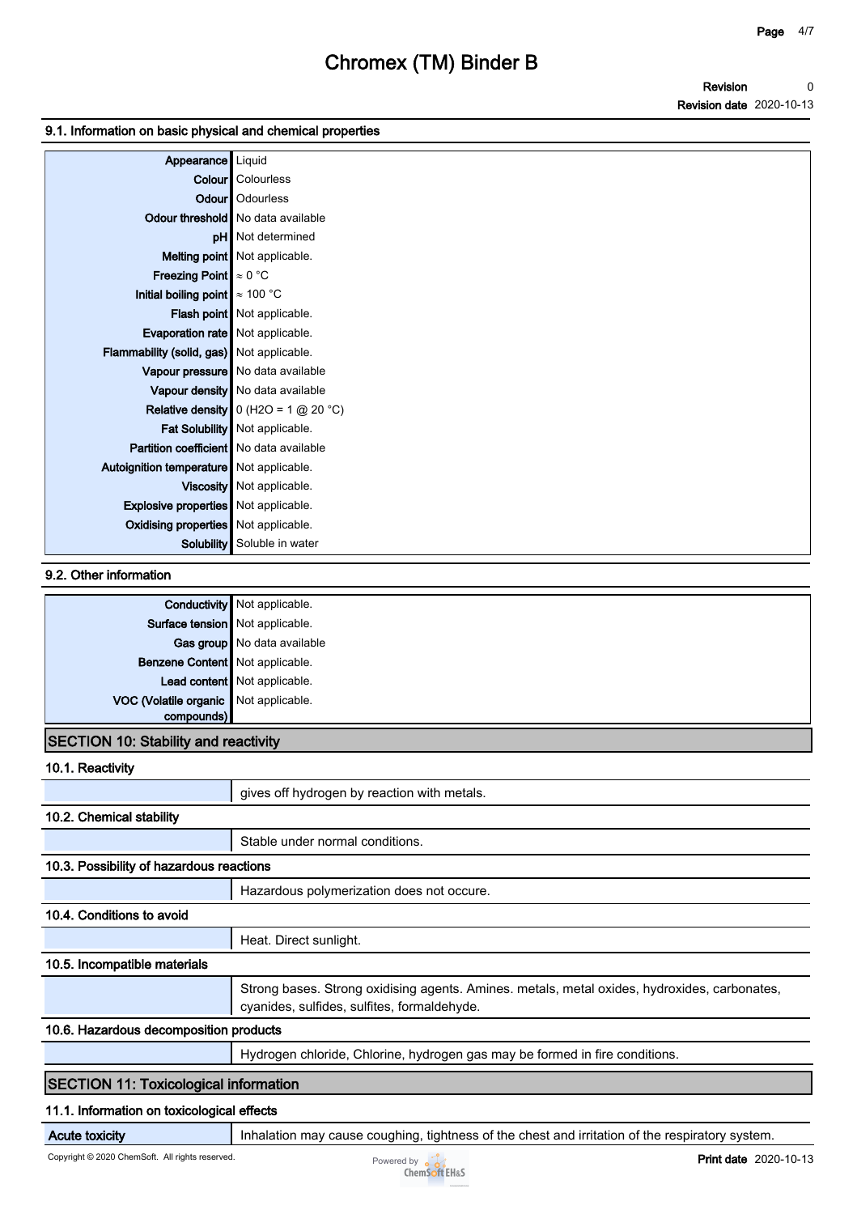### 9.1. Information on basic physical and chemical properties

| | |
|---|---|
| **Appearance** | Liquid |
| **Colour** | Colourless |
| **Odour** | Odourless |
| **Odour threshold** | No data available |
| **pH** | Not determined |
| **Melting point** | Not applicable. |
| **Freezing Point** | ≈ 0 °C |
| **Initial boiling point** | ≈ 100 °C |
| **Flash point** | Not applicable. |
| **Evaporation rate** | Not applicable. |
| **Flammability (solid, gas)** | Not applicable. |
| **Vapour pressure** | No data available |
| **Vapour density** | No data available |
| **Relative density** | 0 ($H_2O$ = 1 @ 20 °C) |
| **Fat Solubility** | Not applicable. |
| **Partition coefficient** | No data available |
| **Autoignition temperature** | Not applicable. |
| **Viscosity** | Not applicable. |
| **Explosive properties** | Not applicable. |
| **Oxidising properties** | Not applicable. |
| **Solubility** | Soluble in water |

### 9.2. Other information

| | |
|---|---|
| **Conductivity** | Not applicable. |
| **Surface tension** | Not applicable. |
| **Gas group** | No data available |
| **Benzene Content** | Not applicable. |
| **Lead content** | Not applicable. |
| **VOC (Volatile organic compounds)** | Not applicable. |

## SECTION 10: Stability and reactivity

### 10.1. Reactivity

gives off hydrogen by reaction with metals.

### 10.2. Chemical stability

Stable under normal conditions.

### 10.3. Possibility of hazardous reactions

Hazardous polymerization does not occure.

### 10.4. Conditions to avoid

Heat. Direct sunlight.

### 10.5. Incompatible materials

Strong bases. Strong oxidising agents. Amines. metals, metal oxides, hydroxides, carbonates, cyanides, sulfides, sulfites, formaldehyde.

### 10.6. Hazardous decomposition products

Hydrogen chloride, Chlorine, hydrogen gas may be formed in fire conditions.

## SECTION 11: Toxicological information

### 11.1. Information on toxicological effects

| | |
|---|---|
| **Acute toxicity** | Inhalation may cause coughing, tightness of the chest and irritation of the respiratory system. |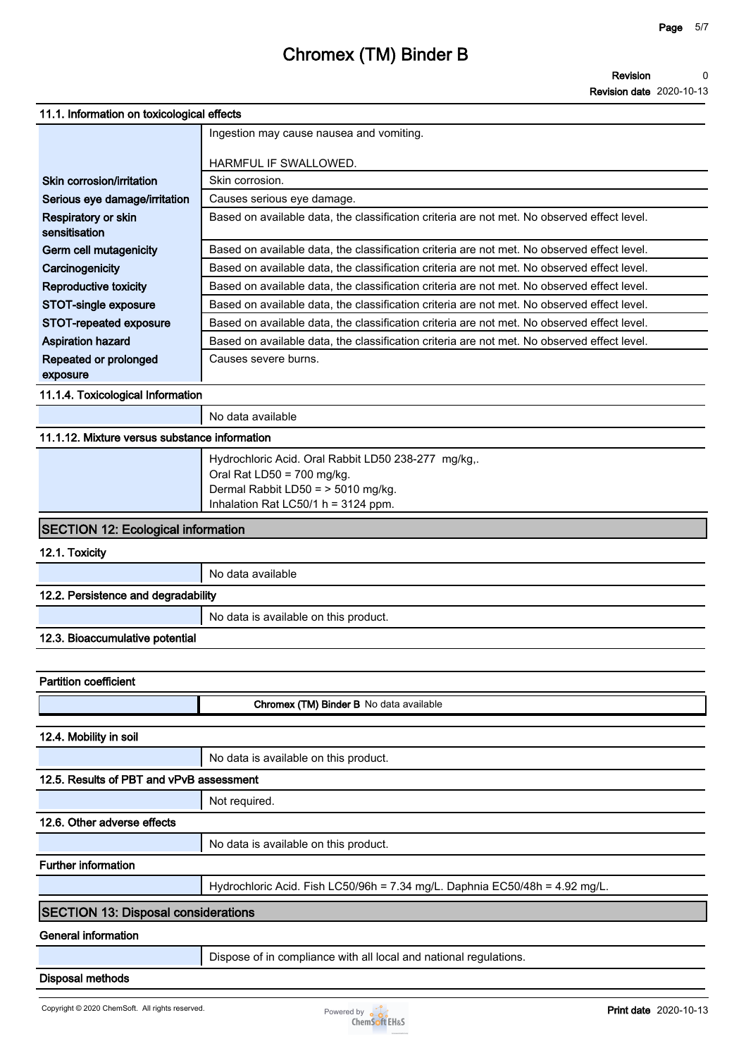### 11.1. Information on toxicological effects

| | |
|---|---|
| | Ingestion may cause nausea and vomiting.<br><br>HARMFUL IF SWALLOWED. |
| **Skin corrosion/irritation** | Skin corrosion. |
| **Serious eye damage/irritation** | Causes serious eye damage. |
| **Respiratory or skin sensitisation** | Based on available data, the classification criteria are not met. No observed effect level. |
| **Germ cell mutagenicity** | Based on available data, the classification criteria are not met. No observed effect level. |
| **Carcinogenicity** | Based on available data, the classification criteria are not met. No observed effect level. |
| **Reproductive toxicity** | Based on available data, the classification criteria are not met. No observed effect level. |
| **STOT-single exposure** | Based on available data, the classification criteria are not met. No observed effect level. |
| **STOT-repeated exposure** | Based on available data, the classification criteria are not met. No observed effect level. |
| **Aspiration hazard** | Based on available data, the classification criteria are not met. No observed effect level. |
| **Repeated or prolonged exposure** | Causes severe burns. |

### 11.1.4. Toxicological Information

| | |
|---|---|
| | No data available |

### 11.1.12. Mixture versus substance information

| | |
|---|---|
| | Hydrochloric Acid. Oral Rabbit LD50 238-277 mg/kg,.<br>Oral Rat LD50 = 700 mg/kg.<br>Dermal Rabbit LD50 = > 5010 mg/kg.<br>Inhalation Rat LC50/1 h = 3124 ppm. |

## SECTION 12: Ecological information

### 12.1. Toxicity

| | |
|---|---|
| | No data available |

### 12.2. Persistence and degradability

| | |
|---|---|
| | No data is available on this product. |

### 12.3. Bioaccumulative potential

**Partition coefficient**

| | |
|---|---|
| | **Chromex (TM) Binder B** No data available |

### 12.4. Mobility in soil

| | |
|---|---|
| | No data is available on this product. |

### 12.5. Results of PBT and vPvB assessment

| | |
|---|---|
| | Not required. |

### 12.6. Other adverse effects

| | |
|---|---|
| | No data is available on this product. |

**Further information**

| | |
|---|---|
| | Hydrochloric Acid. Fish LC50/96h = 7.34 mg/L. Daphnia EC50/48h = 4.92 mg/L. |

## SECTION 13: Disposal considerations

**General information**

| | |
|---|---|
| | Dispose of in compliance with all local and national regulations. |

**Disposal methods**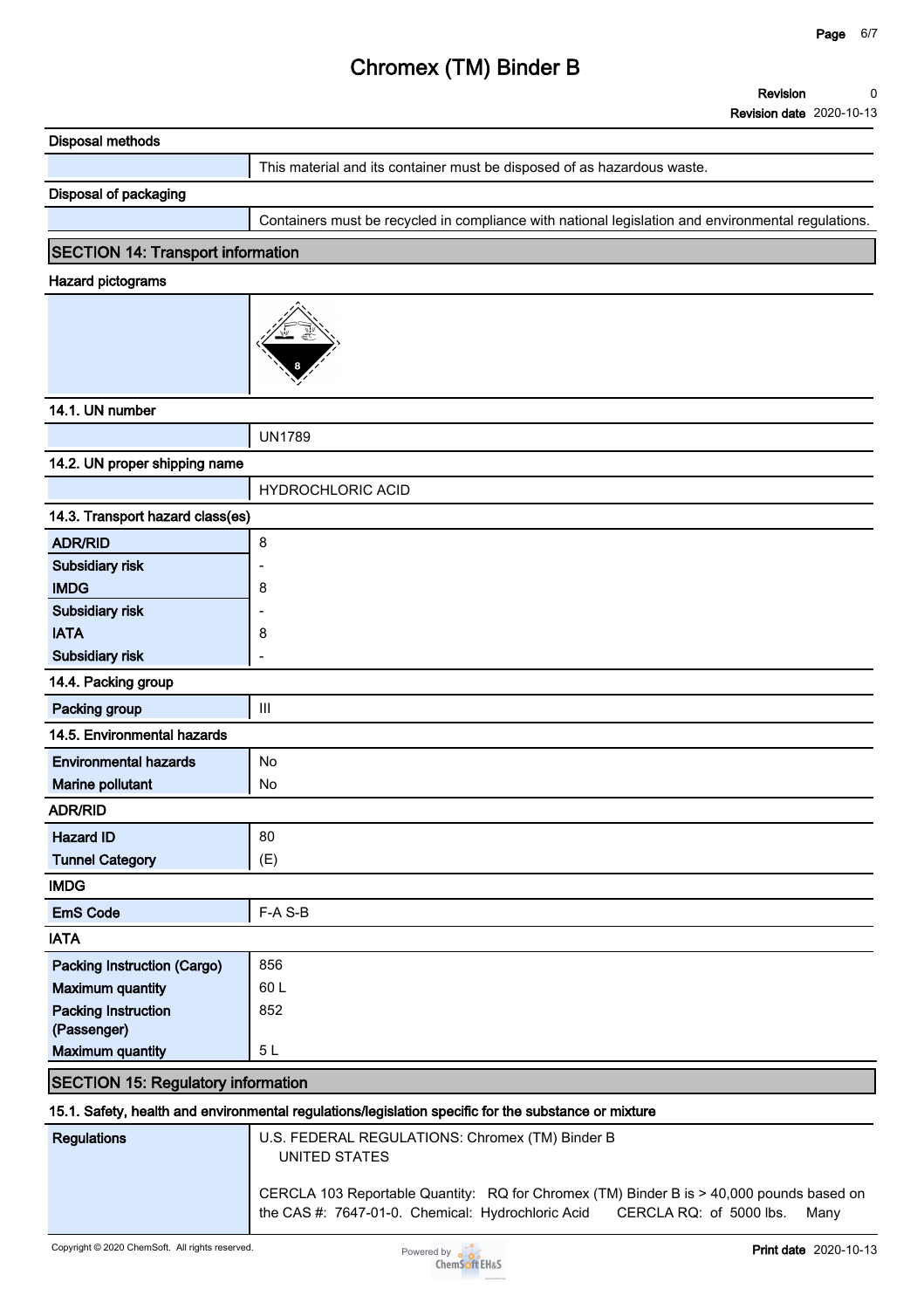| Disposal methods | |
|---|---|
| | This material and its container must be disposed of as hazardous waste. |

| Disposal of packaging | |
|---|---|
| | Containers must be recycled in compliance with national legislation and environmental regulations. |

## SECTION 14: Transport information

**Hazard pictograms**

**14.1. UN number**

| | |
|---|---|
| | UN1789 |

**14.2. UN proper shipping name**

| | |
|---|---|
| | HYDROCHLORIC ACID |

**14.3. Transport hazard class(es)**

| | |
|---|---|
| ADR/RID | 8 |
| Subsidiary risk | - |
| IMDG | 8 |
| Subsidiary risk | - |
| IATA | 8 |
| Subsidiary risk | - |

**14.4. Packing group**

| | |
|---|---|
| Packing group | III |

**14.5. Environmental hazards**

| | |
|---|---|
| Environmental hazards | No |
| Marine pollutant | No |

**ADR/RID**

| | |
|---|---|
| Hazard ID | 80 |
| Tunnel Category | (E) |

**IMDG**

| | |
|---|---|
| EmS Code | F-A S-B |

**IATA**

| | |
|---|---|
| Packing Instruction (Cargo) | 856 |
| Maximum quantity | 60 L |
| Packing Instruction (Passenger) | 852 |
| Maximum quantity | 5 L |

## SECTION 15: Regulatory information

**15.1. Safety, health and environmental regulations/legislation specific for the substance or mixture**

| | |
|---|---|
| Regulations | U.S. FEDERAL REGULATIONS: Chromex (TM) Binder B<br>UNITED STATES<br><br>CERCLA 103 Reportable Quantity: RQ for Chromex (TM) Binder B is > 40,000 pounds based on the CAS #: 7647-01-0. Chemical: Hydrochloric Acid CERCLA RQ: of 5000 lbs. Many |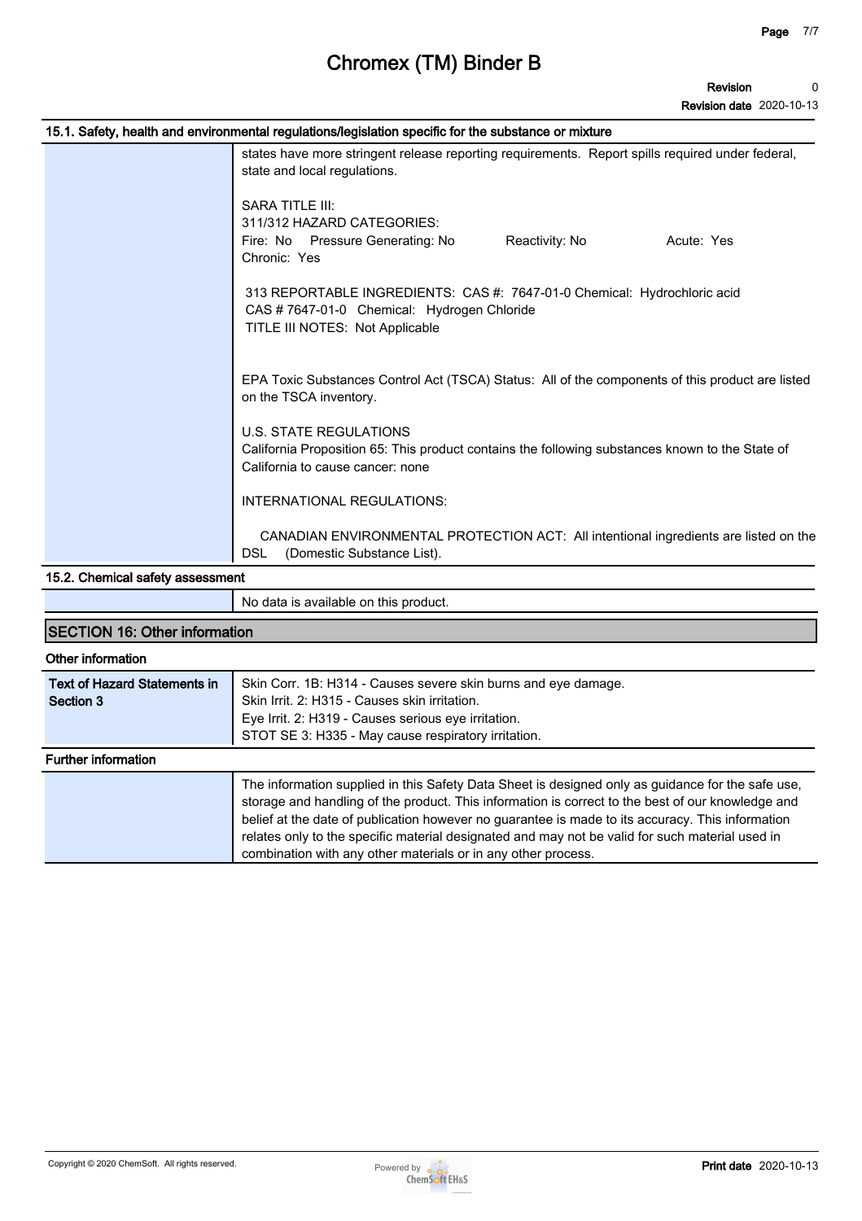### 15.1. Safety, health and environmental regulations/legislation specific for the substance or mixture

states have more stringent release reporting requirements. Report spills required under federal, state and local regulations.

SARA TITLE III:
311/312 HAZARD CATEGORIES:
Fire: No Pressure Generating: No Reactivity: No Acute: Yes
Chronic: Yes

313 REPORTABLE INGREDIENTS: CAS #: 7647-01-0 Chemical: Hydrochloric acid
CAS # 7647-01-0 Chemical: Hydrogen Chloride
TITLE III NOTES: Not Applicable

EPA Toxic Substances Control Act (TSCA) Status: All of the components of this product are listed on the TSCA inventory.

U.S. STATE REGULATIONS
California Proposition 65: This product contains the following substances known to the State of California to cause cancer: none

INTERNATIONAL REGULATIONS:

CANADIAN ENVIRONMENTAL PROTECTION ACT: All intentional ingredients are listed on the DSL (Domestic Substance List).

### 15.2. Chemical safety assessment

No data is available on this product.

## SECTION 16: Other information

### Other information

| | |
|---|---|
| **Text of Hazard Statements in Section 3** | Skin Corr. 1B: H314 - Causes severe skin burns and eye damage.<br>Skin Irrit. 2: H315 - Causes skin irritation.<br>Eye Irrit. 2: H319 - Causes serious eye irritation.<br>STOT SE 3: H335 - May cause respiratory irritation. |

### Further information

The information supplied in this Safety Data Sheet is designed only as guidance for the safe use, storage and handling of the product. This information is correct to the best of our knowledge and belief at the date of publication however no guarantee is made to its accuracy. This information relates only to the specific material designated and may not be valid for such material used in combination with any other materials or in any other process.